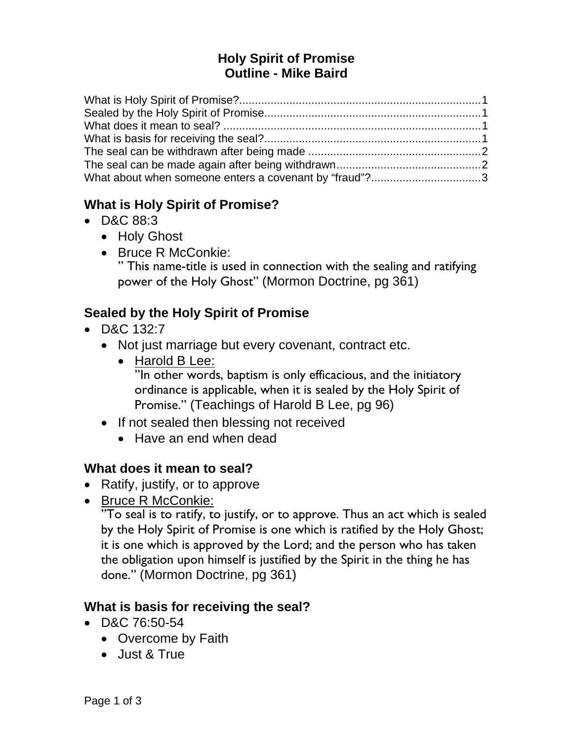# Holy Spirit of Promise
# Outline - Mike Baird

What is Holy Spirit of Promise?........................................................................1
Sealed by the Holy Spirit of Promise.................................................................1
What does it mean to seal? ..............................................................................1
What is basis for receiving the seal?.................................................................1
The seal can be withdrawn after being made ..................................................2
The seal can be made again after being withdrawn..........................................2
What about when someone enters a covenant by "fraud"?..............................3

## What is Holy Spirit of Promise?

- D&C 88:3
  - Holy Ghost
  - Bruce R McConkie:
    " This name-title is used in connection with the sealing and ratifying power of the Holy Ghost" (Mormon Doctrine, pg 361)

## Sealed by the Holy Spirit of Promise

- D&C 132:7
  - Not just marriage but every covenant, contract etc.
    - Harold B Lee:
      "In other words, baptism is only efficacious, and the initiatory ordinance is applicable, when it is sealed by the Holy Spirit of Promise." (Teachings of Harold B Lee, pg 96)
  - If not sealed then blessing not received
    - Have an end when dead

## What does it mean to seal?

- Ratify, justify, or to approve
- Bruce R McConkie:
  "To seal is to ratify, to justify, or to approve. Thus an act which is sealed by the Holy Spirit of Promise is one which is ratified by the Holy Ghost; it is one which is approved by the Lord; and the person who has taken the obligation upon himself is justified by the Spirit in the thing he has done." (Mormon Doctrine, pg 361)

## What is basis for receiving the seal?

- D&C 76:50-54
  - Overcome by Faith
  - Just & True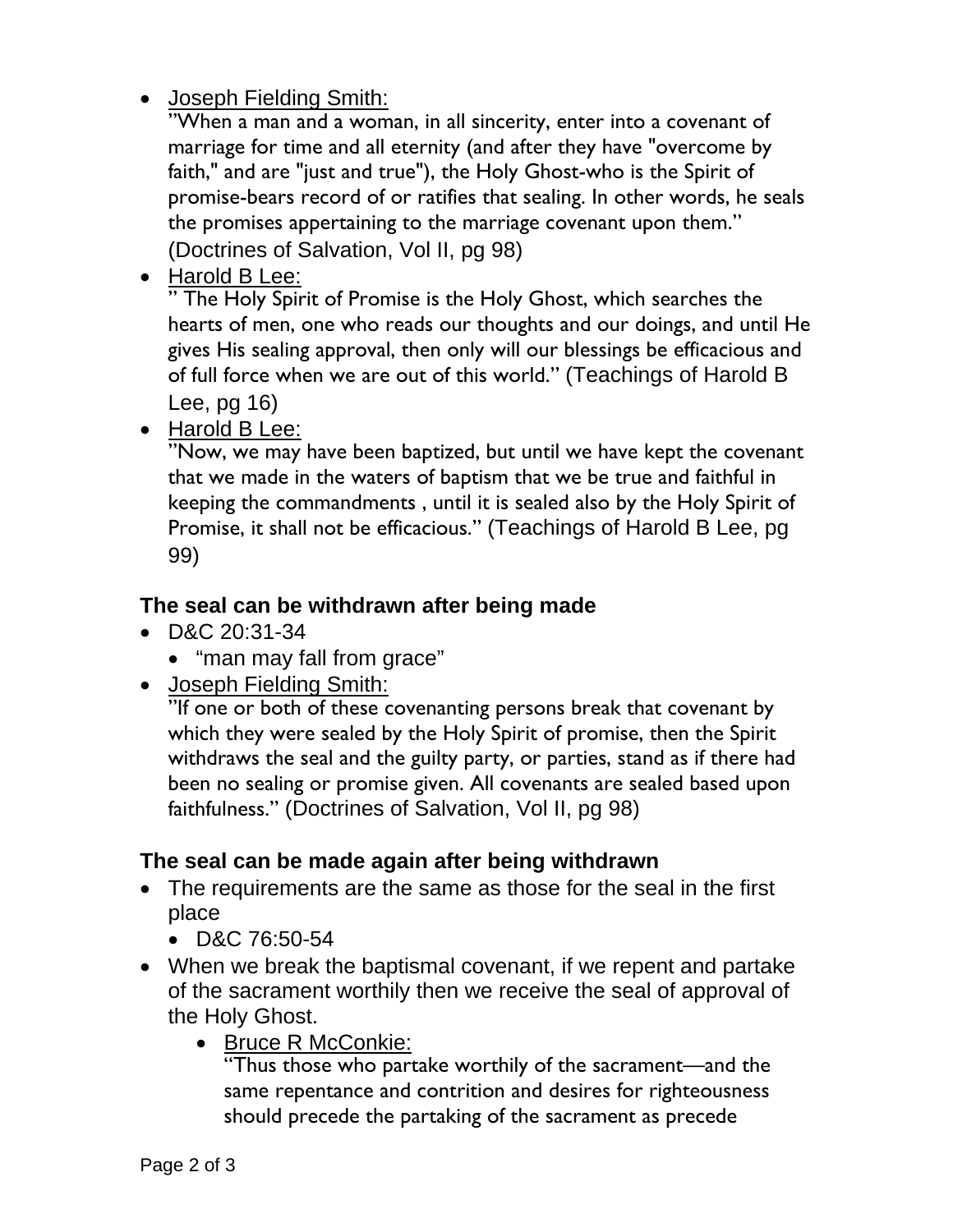- Joseph Fielding Smith:
  "When a man and a woman, in all sincerity, enter into a covenant of marriage for time and all eternity (and after they have "overcome by faith," and are "just and true"), the Holy Ghost-who is the Spirit of promise-bears record of or ratifies that sealing. In other words, he seals the promises appertaining to the marriage covenant upon them." (Doctrines of Salvation, Vol II, pg 98)
- Harold B Lee:
  " The Holy Spirit of Promise is the Holy Ghost, which searches the hearts of men, one who reads our thoughts and our doings, and until He gives His sealing approval, then only will our blessings be efficacious and of full force when we are out of this world." (Teachings of Harold B Lee, pg 16)
- Harold B Lee:
  "Now, we may have been baptized, but until we have kept the covenant that we made in the waters of baptism that we be true and faithful in keeping the commandments , until it is sealed also by the Holy Spirit of Promise, it shall not be efficacious." (Teachings of Harold B Lee, pg 99)

### The seal can be withdrawn after being made

- D&C 20:31-34
  - "man may fall from grace"
- Joseph Fielding Smith:
  "If one or both of these covenanting persons break that covenant by which they were sealed by the Holy Spirit of promise, then the Spirit withdraws the seal and the guilty party, or parties, stand as if there had been no sealing or promise given. All covenants are sealed based upon faithfulness." (Doctrines of Salvation, Vol II, pg 98)

### The seal can be made again after being withdrawn

- The requirements are the same as those for the seal in the first place
  - D&C 76:50-54
- When we break the baptismal covenant, if we repent and partake of the sacrament worthily then we receive the seal of approval of the Holy Ghost.
  - Bruce R McConkie:
    "Thus those who partake worthily of the sacrament—and the same repentance and contrition and desires for righteousness should precede the partaking of the sacrament as precede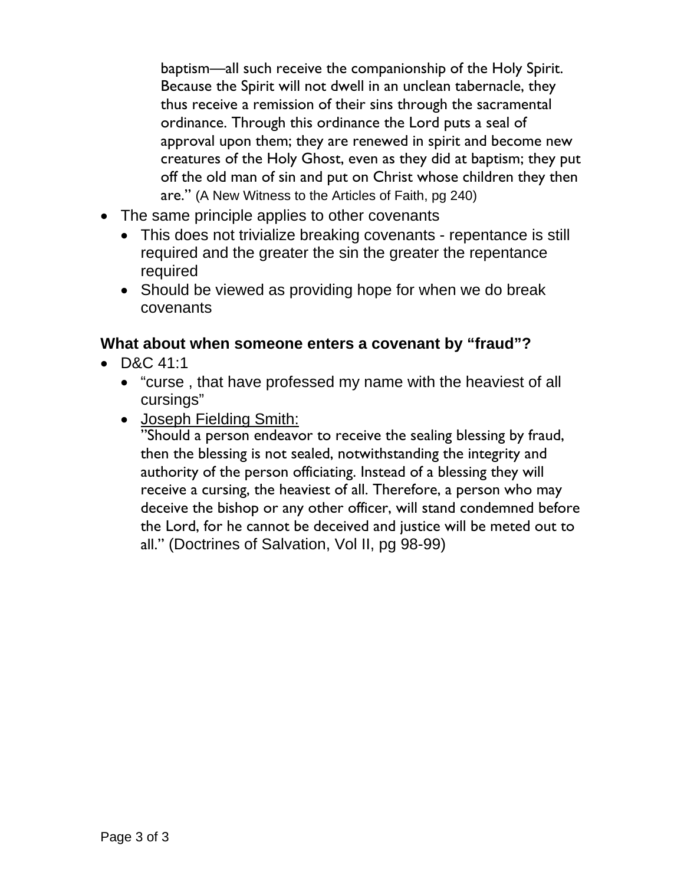baptism—all such receive the companionship of the Holy Spirit. Because the Spirit will not dwell in an unclean tabernacle, they thus receive a remission of their sins through the sacramental ordinance. Through this ordinance the Lord puts a seal of approval upon them; they are renewed in spirit and become new creatures of the Holy Ghost, even as they did at baptism; they put off the old man of sin and put on Christ whose children they then are." (A New Witness to the Articles of Faith, pg 240)

- The same principle applies to other covenants
  - This does not trivialize breaking covenants - repentance is still required and the greater the sin the greater the repentance required
  - Should be viewed as providing hope for when we do break covenants

**What about when someone enters a covenant by "fraud"?**

- D&C 41:1
  - "curse , that have professed my name with the heaviest of all cursings"
  - Joseph Fielding Smith:
    "Should a person endeavor to receive the sealing blessing by fraud, then the blessing is not sealed, notwithstanding the integrity and authority of the person officiating. Instead of a blessing they will receive a cursing, the heaviest of all. Therefore, a person who may deceive the bishop or any other officer, will stand condemned before the Lord, for he cannot be deceived and justice will be meted out to all." (Doctrines of Salvation, Vol II, pg 98-99)